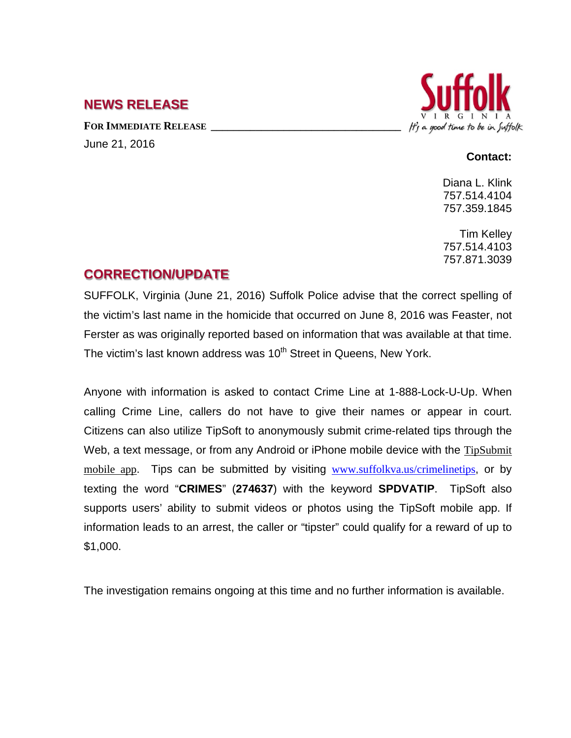## NEWS RELEASE

**FOR IMMEDIATE RELEASE**

June 21, 2016

Suffolk VIRGINIA *It's a good time to be in Suffolk*

**Contact:**

Diana L. Klink
757.514.4104
757.359.1845

Tim Kelley
757.514.4103
757.871.3039

## CORRECTION/UPDATE

SUFFOLK, Virginia (June 21, 2016) Suffolk Police advise that the correct spelling of the victim's last name in the homicide that occurred on June 8, 2016 was Feaster, not Ferster as was originally reported based on information that was available at that time. The victim's last known address was 10th Street in Queens, New York.

Anyone with information is asked to contact Crime Line at 1-888-Lock-U-Up. When calling Crime Line, callers do not have to give their names or appear in court. Citizens can also utilize TipSoft to anonymously submit crime-related tips through the Web, a text message, or from any Android or iPhone mobile device with the TipSubmit mobile app. Tips can be submitted by visiting www.suffolkva.us/crimelinetips, or by texting the word "**CRIMES**" (**274637**) with the keyword **SPDVATIP**. TipSoft also supports users' ability to submit videos or photos using the TipSoft mobile app. If information leads to an arrest, the caller or "tipster" could qualify for a reward of up to $1,000.

The investigation remains ongoing at this time and no further information is available.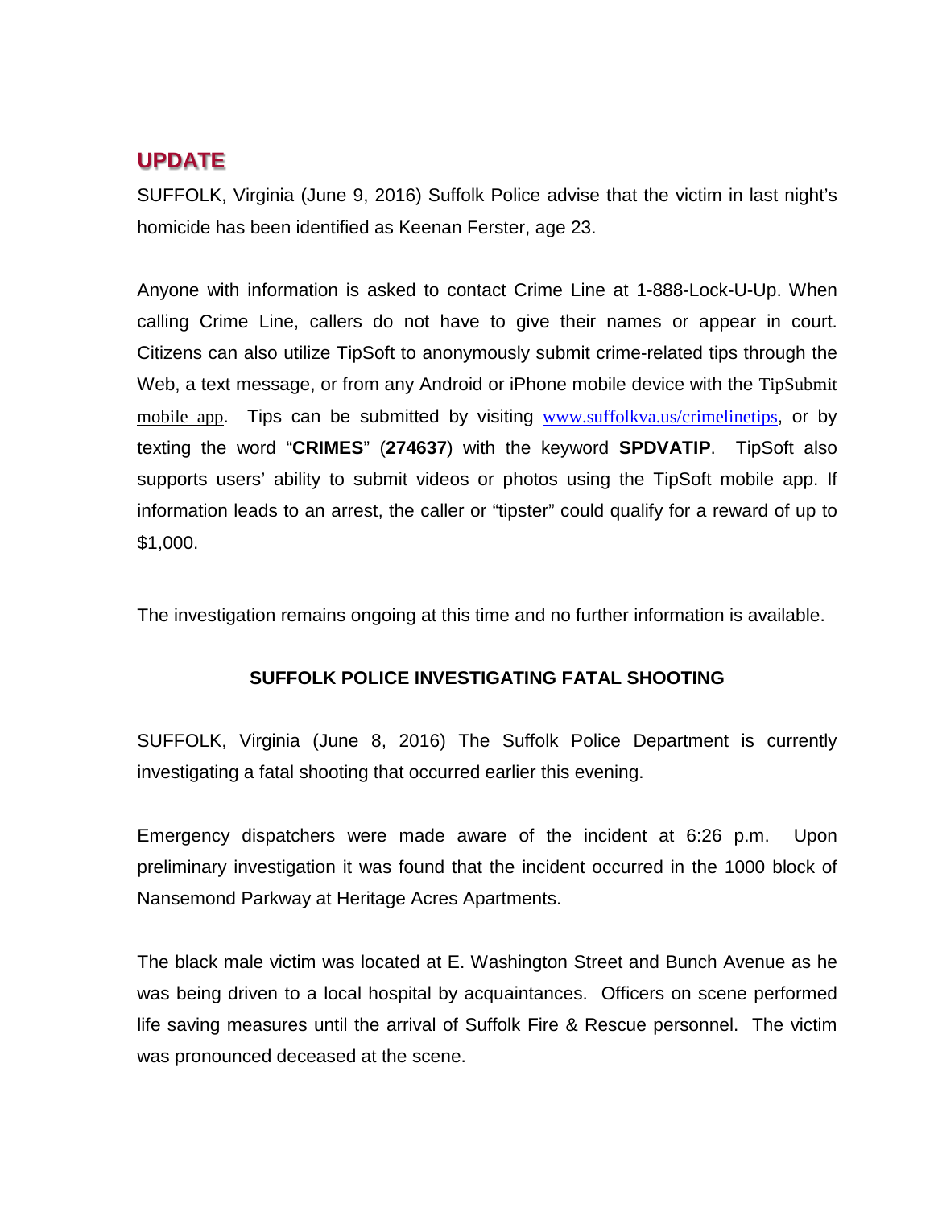## UPDATE

SUFFOLK, Virginia (June 9, 2016) Suffolk Police advise that the victim in last night's homicide has been identified as Keenan Ferster, age 23.

Anyone with information is asked to contact Crime Line at 1-888-Lock-U-Up. When calling Crime Line, callers do not have to give their names or appear in court. Citizens can also utilize TipSoft to anonymously submit crime-related tips through the Web, a text message, or from any Android or iPhone mobile device with the TipSubmit mobile app. Tips can be submitted by visiting www.suffolkva.us/crimelinetips, or by texting the word "**CRIMES**" (**274637**) with the keyword **SPDVATIP**. TipSoft also supports users' ability to submit videos or photos using the TipSoft mobile app. If information leads to an arrest, the caller or "tipster" could qualify for a reward of up to $1,000.

The investigation remains ongoing at this time and no further information is available.

**SUFFOLK POLICE INVESTIGATING FATAL SHOOTING**

SUFFOLK, Virginia (June 8, 2016) The Suffolk Police Department is currently investigating a fatal shooting that occurred earlier this evening.

Emergency dispatchers were made aware of the incident at 6:26 p.m. Upon preliminary investigation it was found that the incident occurred in the 1000 block of Nansemond Parkway at Heritage Acres Apartments.

The black male victim was located at E. Washington Street and Bunch Avenue as he was being driven to a local hospital by acquaintances. Officers on scene performed life saving measures until the arrival of Suffolk Fire & Rescue personnel. The victim was pronounced deceased at the scene.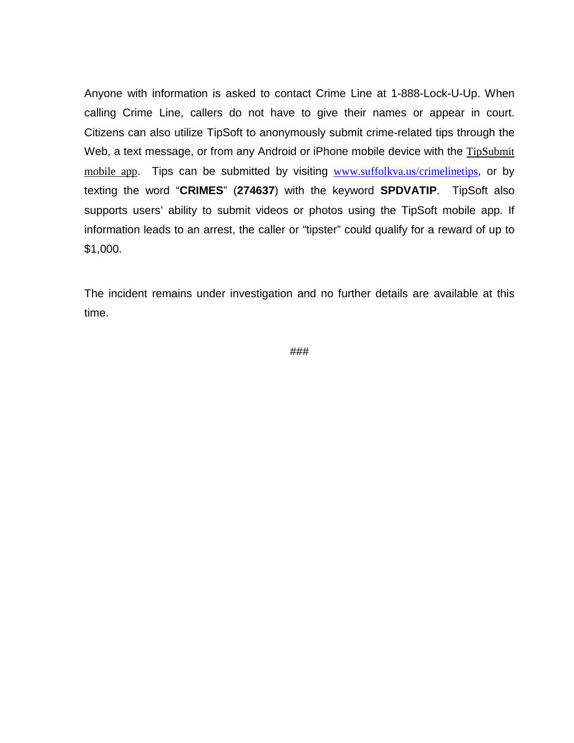Anyone with information is asked to contact Crime Line at 1-888-Lock-U-Up. When calling Crime Line, callers do not have to give their names or appear in court. Citizens can also utilize TipSoft to anonymously submit crime-related tips through the Web, a text message, or from any Android or iPhone mobile device with the TipSubmit mobile app. Tips can be submitted by visiting www.suffolkva.us/crimelinetips, or by texting the word "**CRIMES**" (**274637**) with the keyword **SPDVATIP**. TipSoft also supports users' ability to submit videos or photos using the TipSoft mobile app. If information leads to an arrest, the caller or "tipster" could qualify for a reward of up to $1,000.

The incident remains under investigation and no further details are available at this time.

###